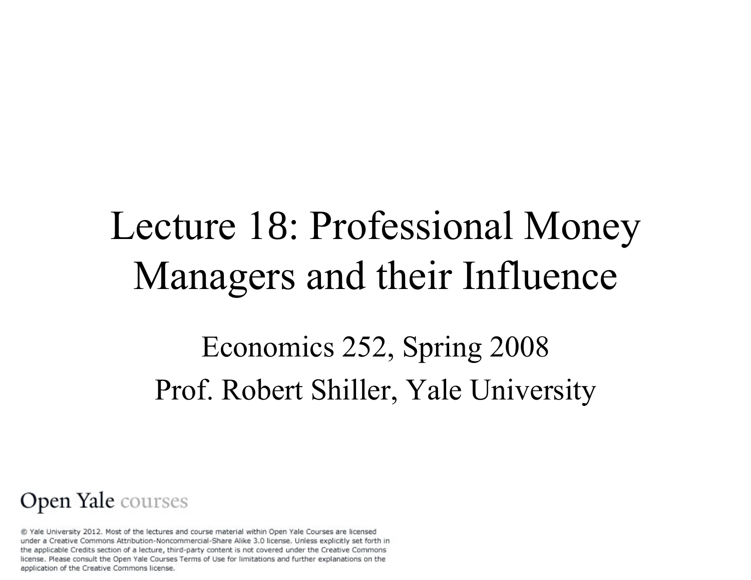# Lecture 18: Professional Money Managers and their Influence

Economics 252, Spring 2008

Prof. Robert Shiller, Yale University

Open Yale courses

© Yale University 2012. Most of the lectures and course material within Open Yale Courses are licensed under a Creative Commons Attribution-Noncommercial-Share Alike 3.0 license. Unless explicitly set forth in the applicable Credits section of a lecture, third-party content is not covered under the Creative Commons license. Please consult the Open Yale Courses Terms of Use for limitations and further explanations on the application of the Creative Commons license.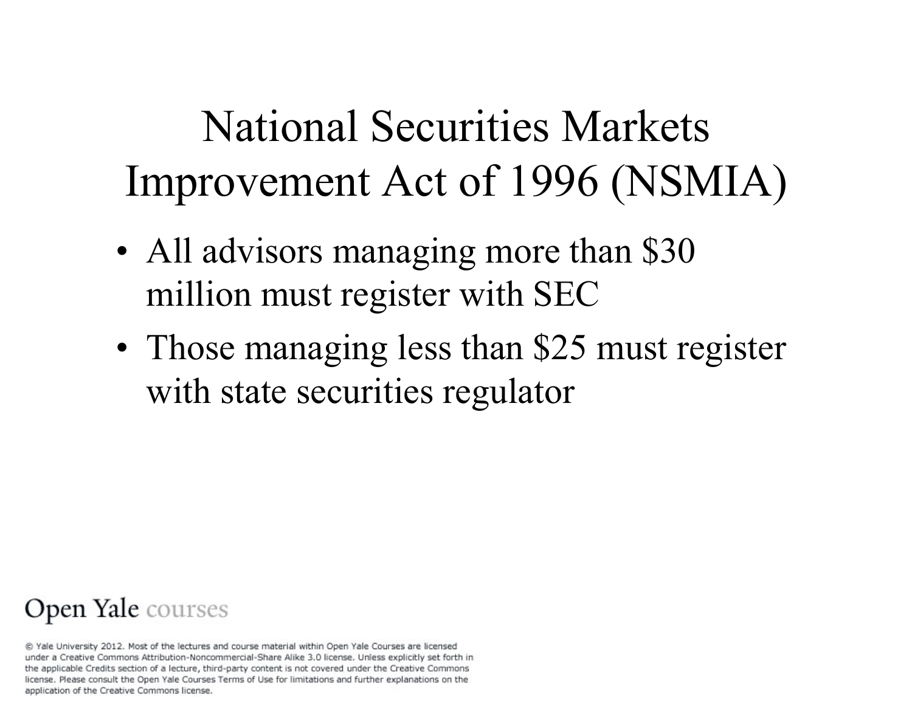# National Securities Markets Improvement Act of 1996 (NSMIA)

- All advisors managing more than $30 million must register with SEC
- Those managing less than $25 must register with state securities regulator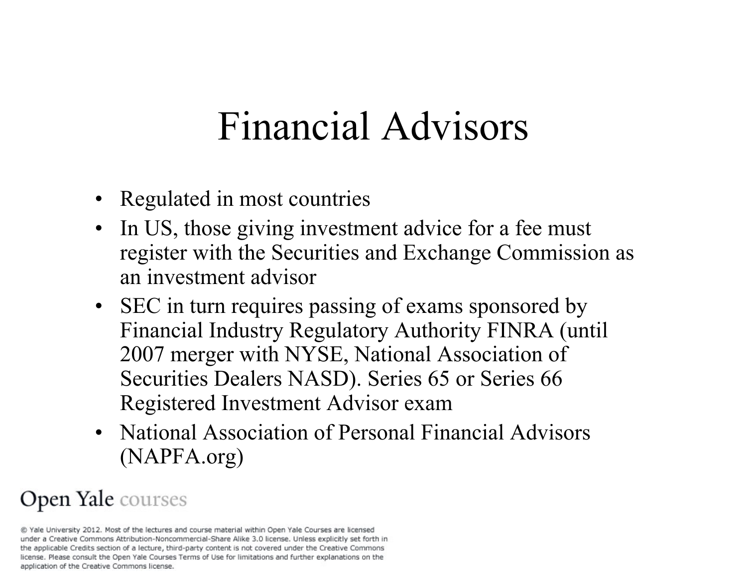# Financial Advisors

- Regulated in most countries
- In US, those giving investment advice for a fee must register with the Securities and Exchange Commission as an investment advisor
- SEC in turn requires passing of exams sponsored by Financial Industry Regulatory Authority FINRA (until 2007 merger with NYSE, National Association of Securities Dealers NASD). Series 65 or Series 66 Registered Investment Advisor exam
- National Association of Personal Financial Advisors (NAPFA.org)

Open Yale courses

© Yale University 2012. Most of the lectures and course material within Open Yale Courses are licensed under a Creative Commons Attribution-Noncommercial-Share Alike 3.0 license. Unless explicitly set forth in the applicable Credits section of a lecture, third-party content is not covered under the Creative Commons license. Please consult the Open Yale Courses Terms of Use for limitations and further explanations on the application of the Creative Commons license.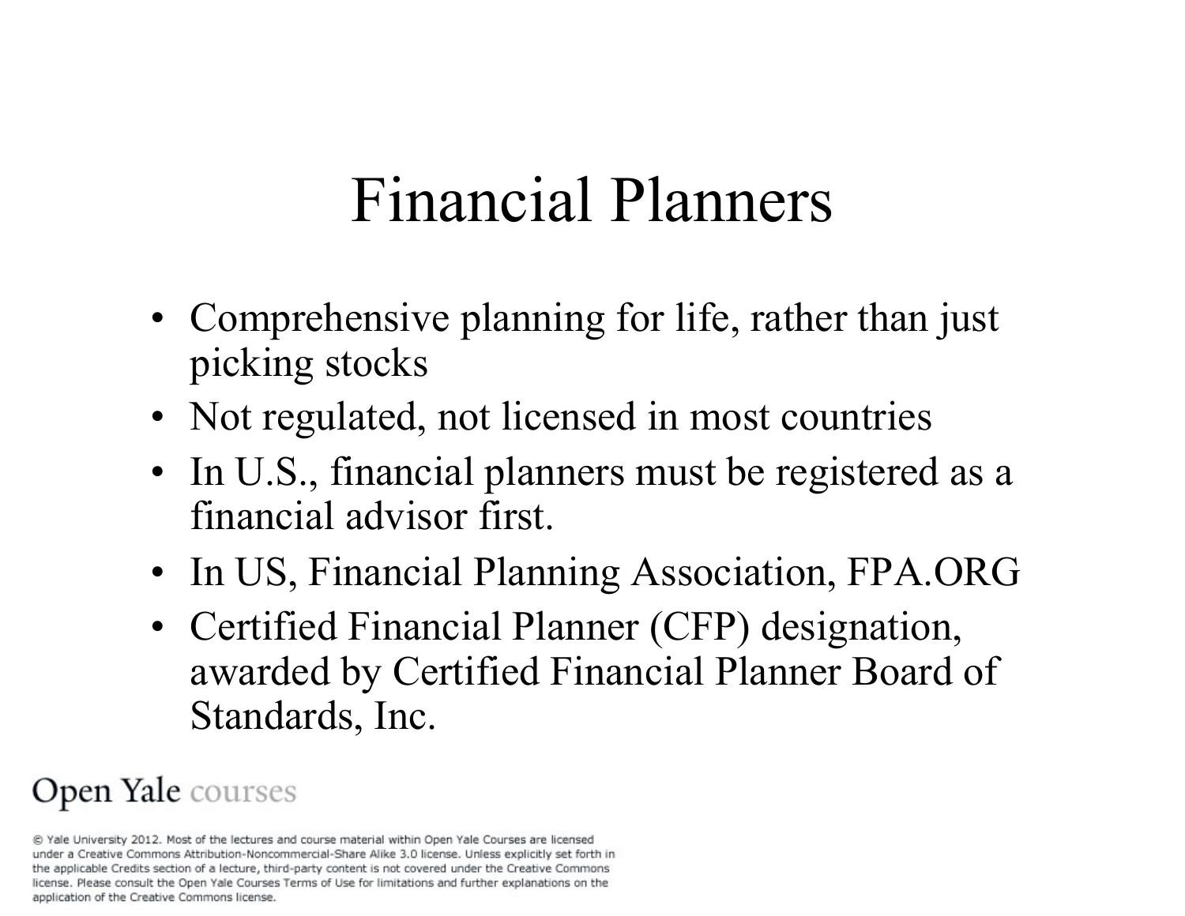# Financial Planners

- Comprehensive planning for life, rather than just picking stocks
- Not regulated, not licensed in most countries
- In U.S., financial planners must be registered as a financial advisor first.
- In US, Financial Planning Association, FPA.ORG
- Certified Financial Planner (CFP) designation, awarded by Certified Financial Planner Board of Standards, Inc.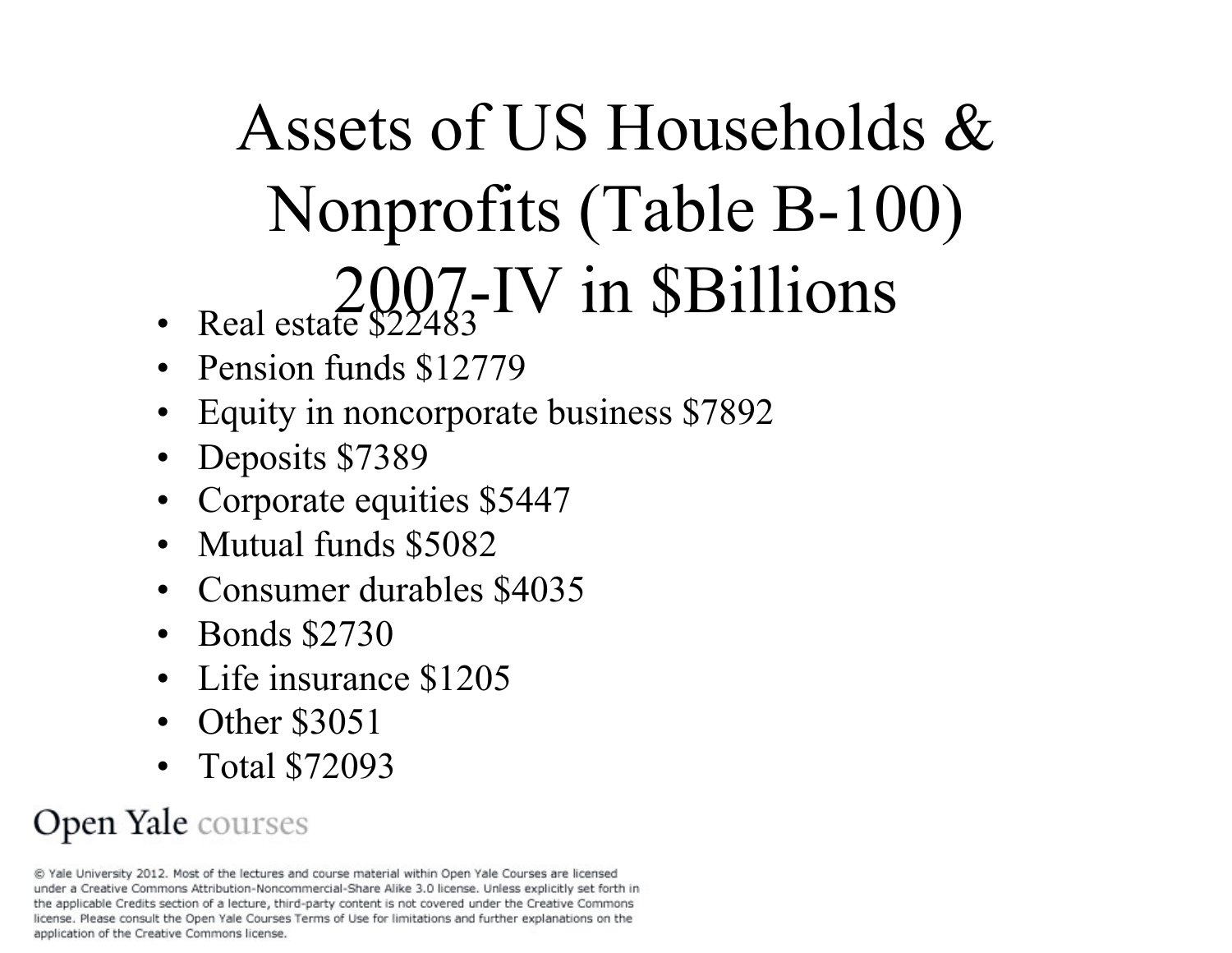# Assets of US Households & Nonprofits (Table B-100) 2007-IV in $Billions

- Real estate $22483
- Pension funds $12779
- Equity in noncorporate business $7892
- Deposits $7389
- Corporate equities $5447
- Mutual funds $5082
- Consumer durables $4035
- Bonds $2730
- Life insurance $1205
- Other $3051
- Total $72093

Open Yale courses

© Yale University 2012. Most of the lectures and course material within Open Yale Courses are licensed under a Creative Commons Attribution-Noncommercial-Share Alike 3.0 license. Unless explicitly set forth in the applicable Credits section of a lecture, third-party content is not covered under the Creative Commons license. Please consult the Open Yale Courses Terms of Use for limitations and further explanations on the application of the Creative Commons license.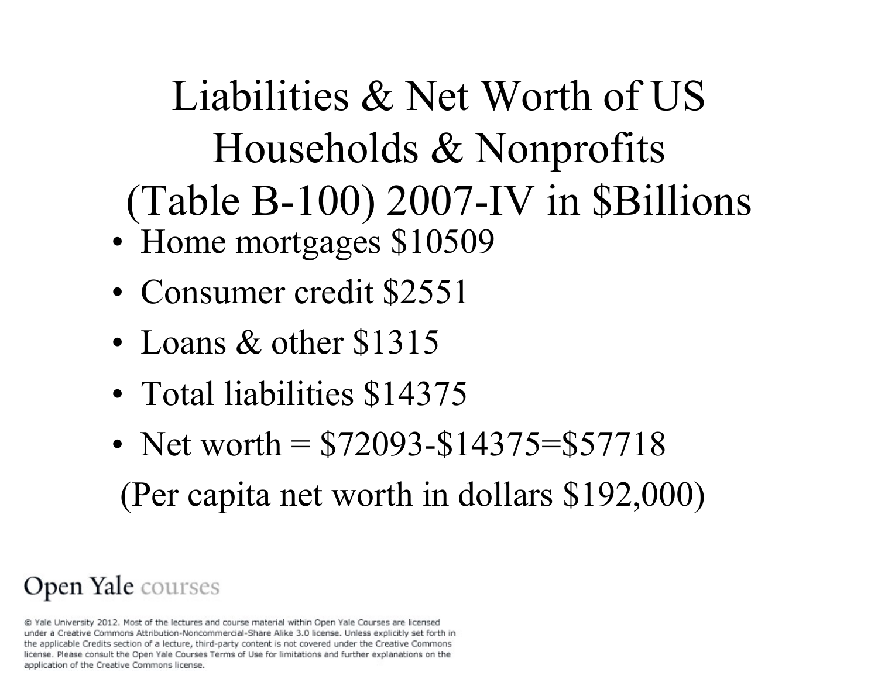# Liabilities & Net Worth of US Households & Nonprofits (Table B-100) 2007-IV in $Billions

- Home mortgages $10509
- Consumer credit $2551
- Loans & other $1315
- Total liabilities $14375
- Net worth = $72093-$14375=$57718

(Per capita net worth in dollars $192,000)

Open Yale courses

© Yale University 2012. Most of the lectures and course material within Open Yale Courses are licensed under a Creative Commons Attribution-Noncommercial-Share Alike 3.0 license. Unless explicitly set forth in the applicable Credits section of a lecture, third-party content is not covered under the Creative Commons license. Please consult the Open Yale Courses Terms of Use for limitations and further explanations on the application of the Creative Commons license.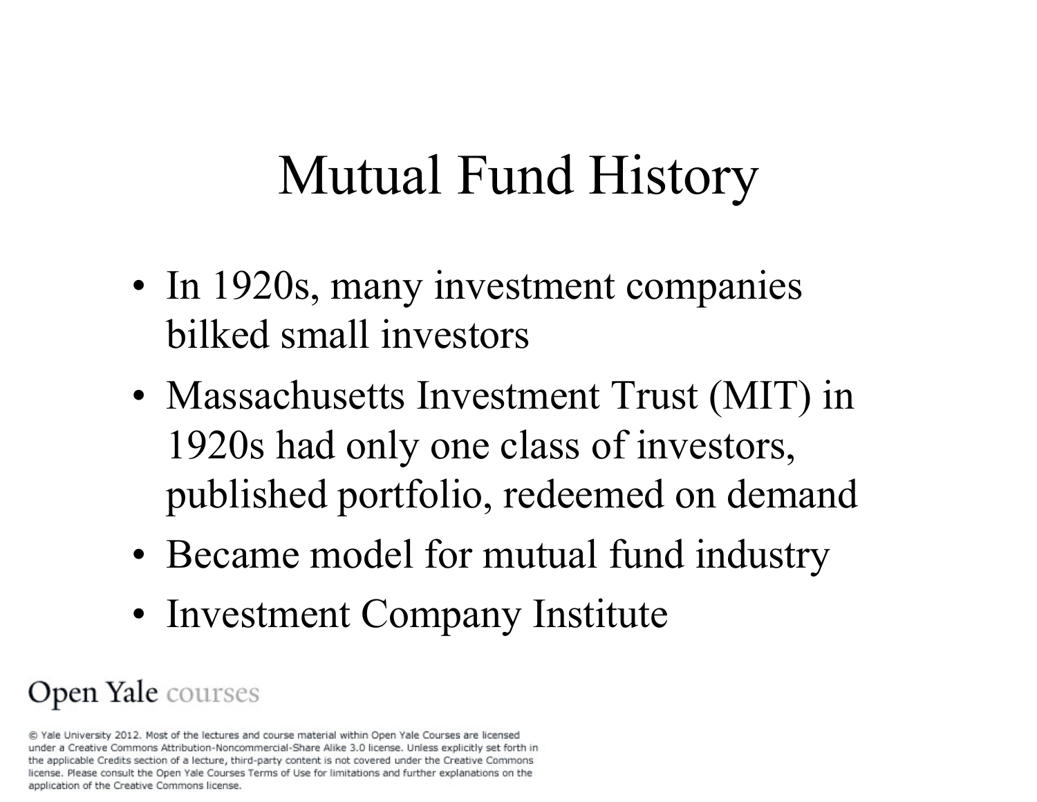# Mutual Fund History

- In 1920s, many investment companies bilked small investors
- Massachusetts Investment Trust (MIT) in 1920s had only one class of investors, published portfolio, redeemed on demand
- Became model for mutual fund industry
- Investment Company Institute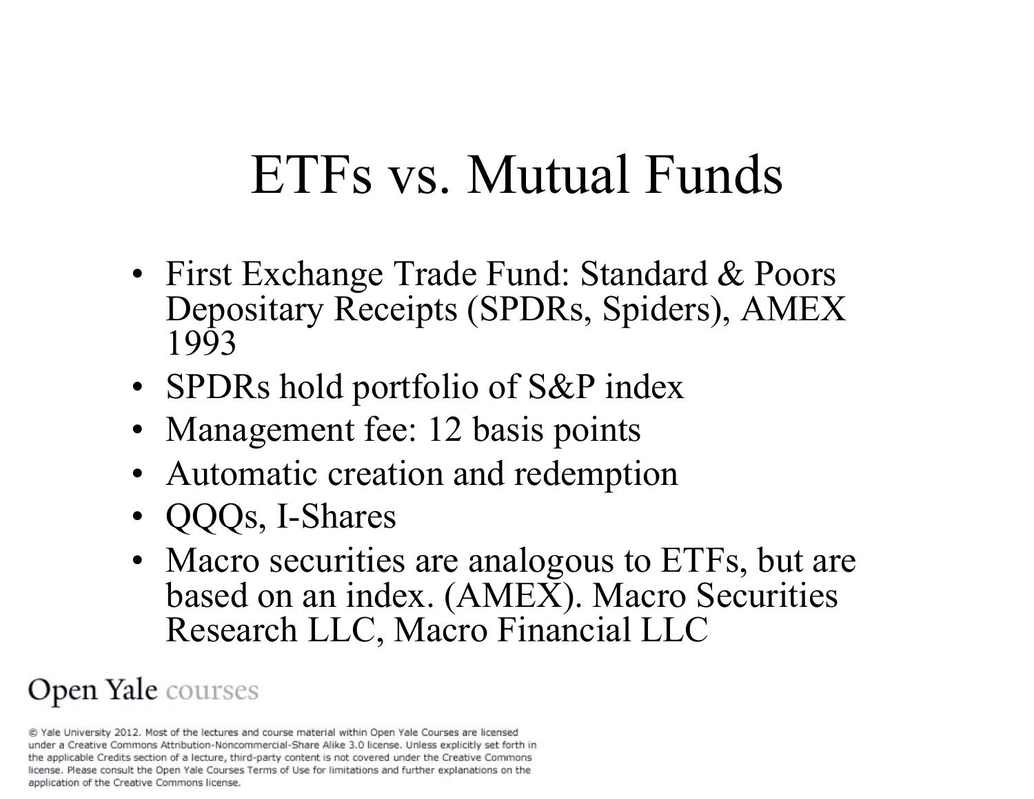# ETFs vs. Mutual Funds

- First Exchange Trade Fund: Standard & Poors Depositary Receipts (SPDRs, Spiders), AMEX 1993
- SPDRs hold portfolio of S&P index
- Management fee: 12 basis points
- Automatic creation and redemption
- QQQs, I-Shares
- Macro securities are analogous to ETFs, but are based on an index. (AMEX). Macro Securities Research LLC, Macro Financial LLC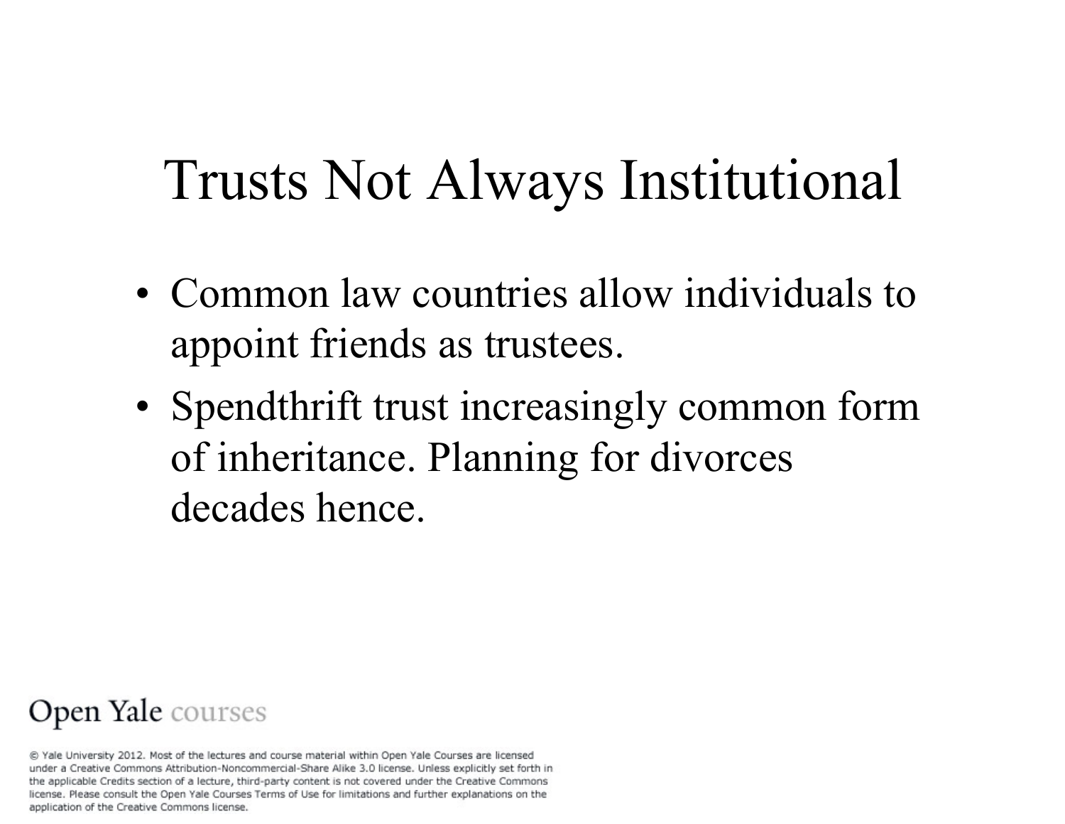# Trusts Not Always Institutional

- Common law countries allow individuals to appoint friends as trustees.
- Spendthrift trust increasingly common form of inheritance. Planning for divorces decades hence.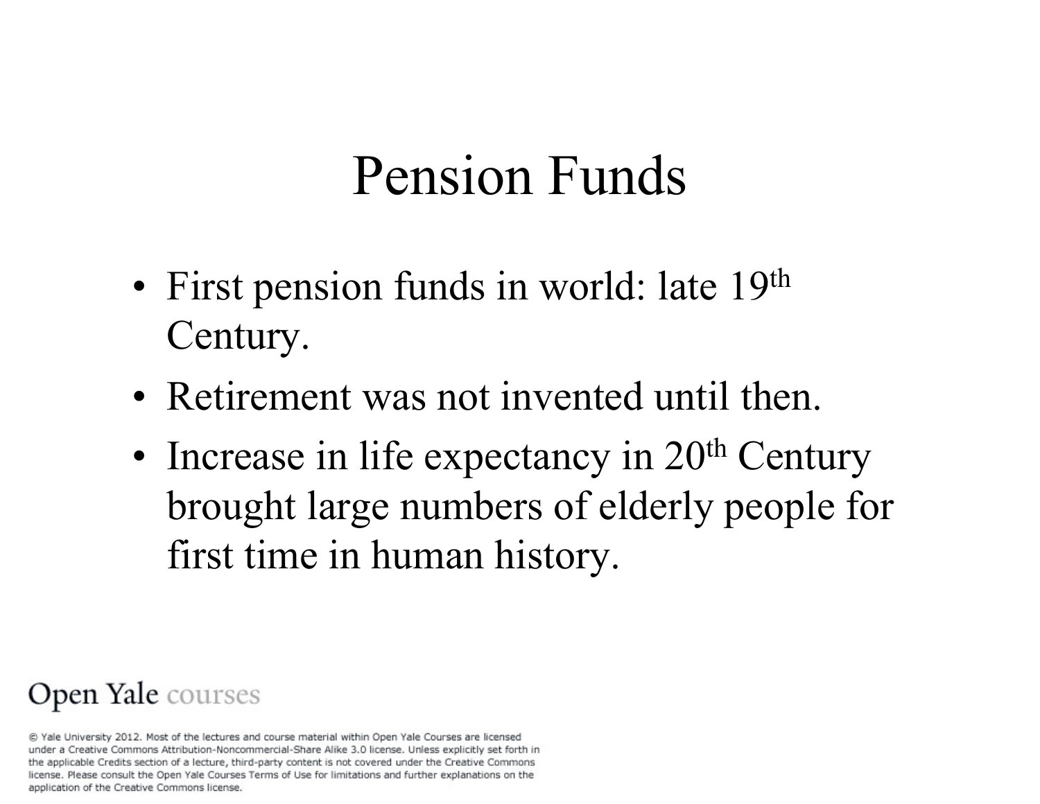# Pension Funds

- First pension funds in world: late 19th Century.
- Retirement was not invented until then.
- Increase in life expectancy in 20th Century brought large numbers of elderly people for first time in human history.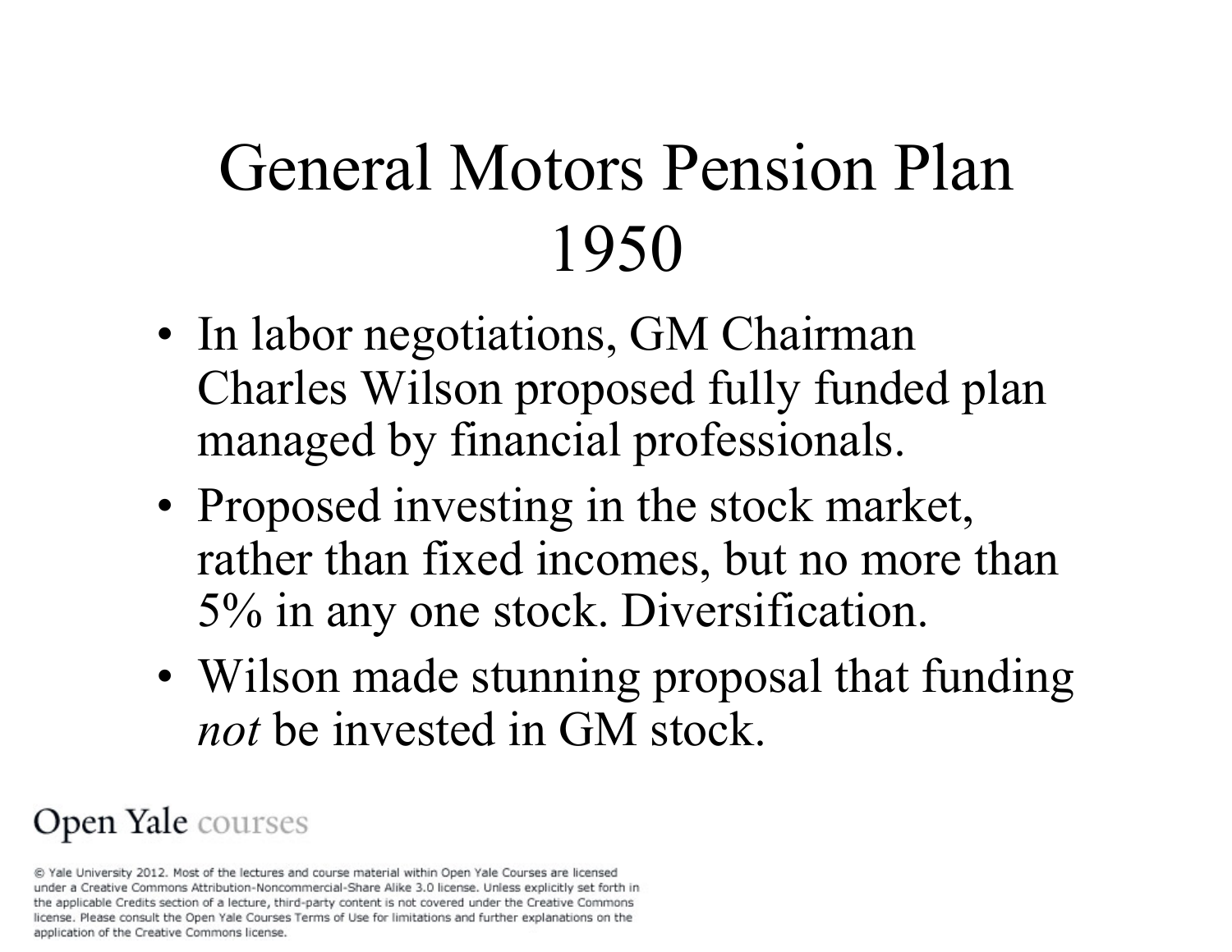# General Motors Pension Plan 1950

- In labor negotiations, GM Chairman Charles Wilson proposed fully funded plan managed by financial professionals.
- Proposed investing in the stock market, rather than fixed incomes, but no more than 5% in any one stock. Diversification.
- Wilson made stunning proposal that funding *not* be invested in GM stock.

Open Yale courses

© Yale University 2012. Most of the lectures and course material within Open Yale Courses are licensed under a Creative Commons Attribution-Noncommercial-Share Alike 3.0 license. Unless explicitly set forth in the applicable Credits section of a lecture, third-party content is not covered under the Creative Commons license. Please consult the Open Yale Courses Terms of Use for limitations and further explanations on the application of the Creative Commons license.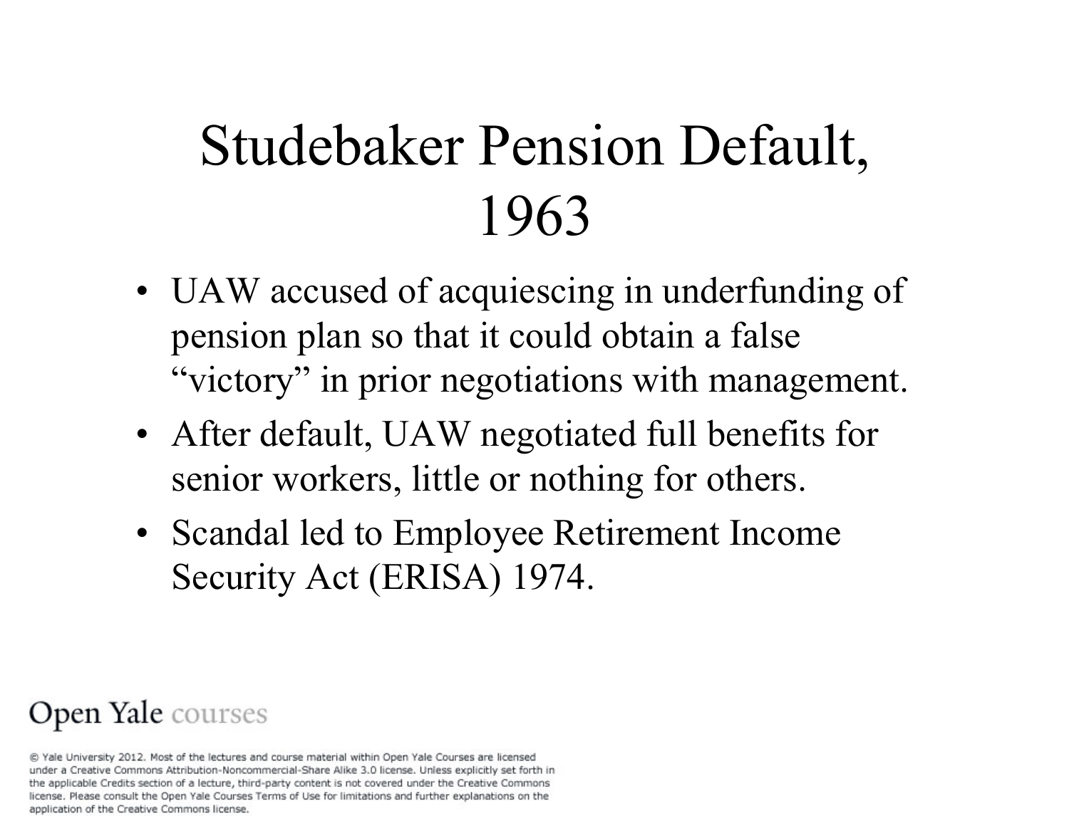# Studebaker Pension Default, 1963

- UAW accused of acquiescing in underfunding of pension plan so that it could obtain a false "victory" in prior negotiations with management.
- After default, UAW negotiated full benefits for senior workers, little or nothing for others.
- Scandal led to Employee Retirement Income Security Act (ERISA) 1974.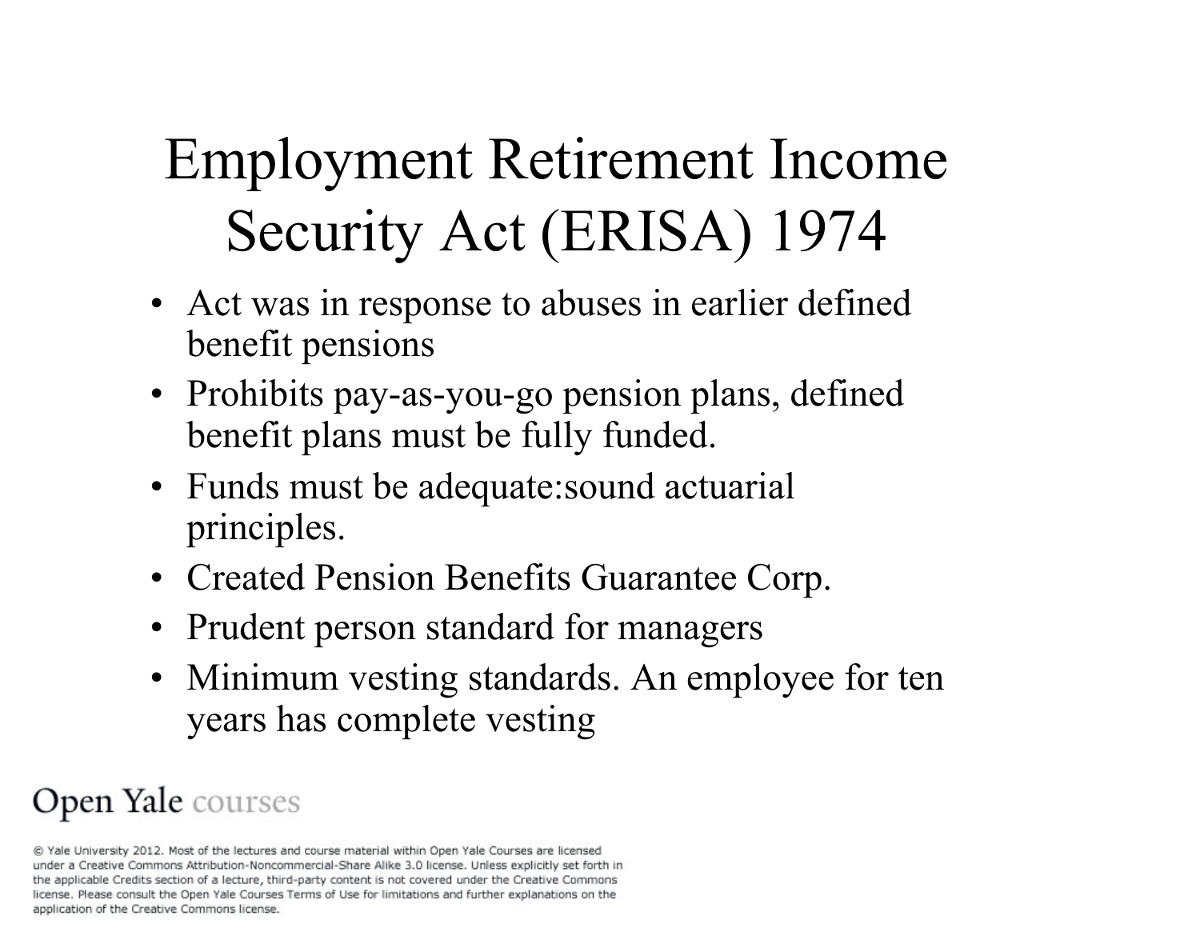# Employment Retirement Income Security Act (ERISA) 1974

- Act was in response to abuses in earlier defined benefit pensions
- Prohibits pay-as-you-go pension plans, defined benefit plans must be fully funded.
- Funds must be adequate:sound actuarial principles.
- Created Pension Benefits Guarantee Corp.
- Prudent person standard for managers
- Minimum vesting standards. An employee for ten years has complete vesting

Open Yale courses

© Yale University 2012. Most of the lectures and course material within Open Yale Courses are licensed under a Creative Commons Attribution-Noncommercial-Share Alike 3.0 license. Unless explicitly set forth in the applicable Credits section of a lecture, third-party content is not covered under the Creative Commons license. Please consult the Open Yale Courses Terms of Use for limitations and further explanations on the application of the Creative Commons license.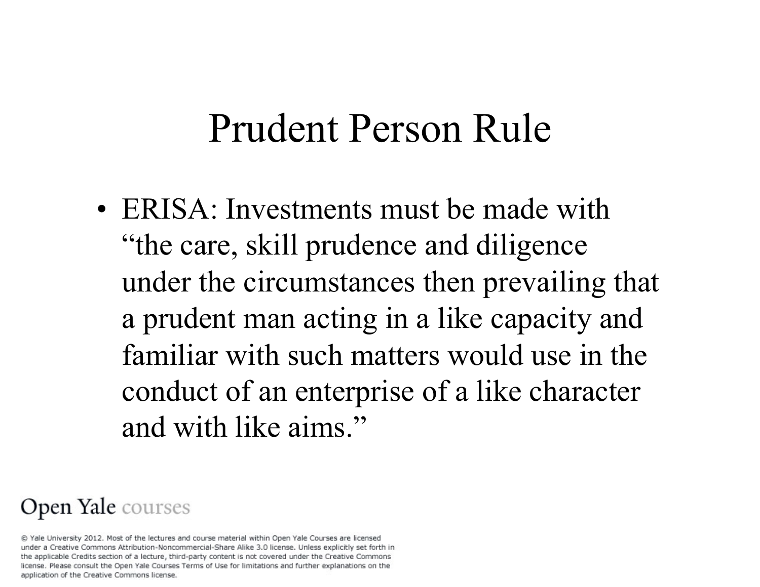# Prudent Person Rule

- ERISA: Investments must be made with "the care, skill prudence and diligence under the circumstances then prevailing that a prudent man acting in a like capacity and familiar with such matters would use in the conduct of an enterprise of a like character and with like aims."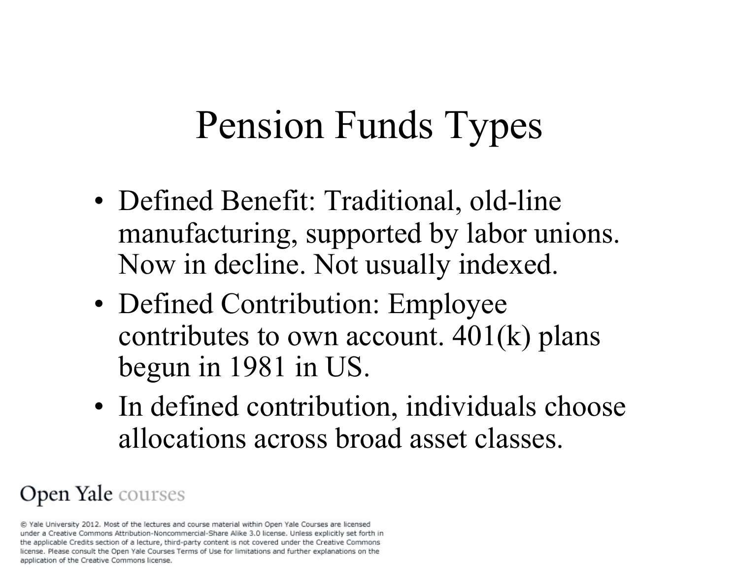# Pension Funds Types

- Defined Benefit: Traditional, old-line manufacturing, supported by labor unions. Now in decline. Not usually indexed.
- Defined Contribution: Employee contributes to own account. 401(k) plans begun in 1981 in US.
- In defined contribution, individuals choose allocations across broad asset classes.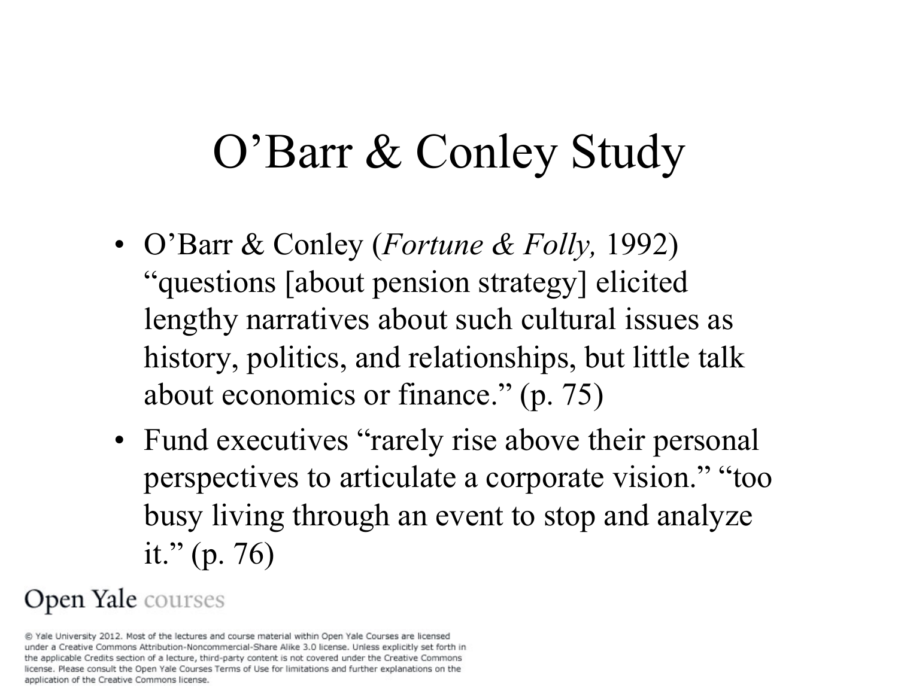# O'Barr & Conley Study

- O'Barr & Conley (*Fortune & Folly,* 1992) "questions [about pension strategy] elicited lengthy narratives about such cultural issues as history, politics, and relationships, but little talk about economics or finance." (p. 75)
- Fund executives "rarely rise above their personal perspectives to articulate a corporate vision." "too busy living through an event to stop and analyze it." (p. 76)

Open Yale courses

© Yale University 2012. Most of the lectures and course material within Open Yale Courses are licensed under a Creative Commons Attribution-Noncommercial-Share Alike 3.0 license. Unless explicitly set forth in the applicable Credits section of a lecture, third-party content is not covered under the Creative Commons license. Please consult the Open Yale Courses Terms of Use for limitations and further explanations on the application of the Creative Commons license.